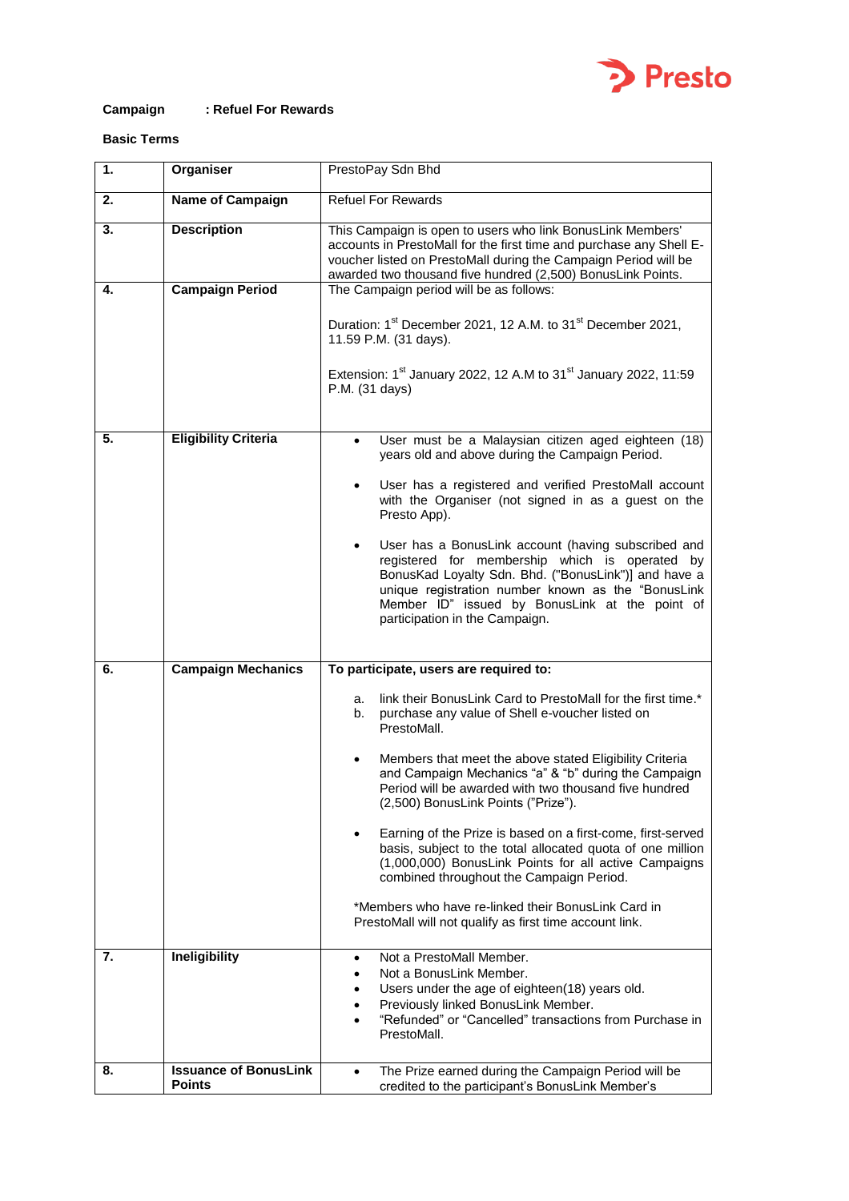**Campaign : Refuel For Rewards**

**Basic Terms**

| **1.** | **Organiser** | PrestoPay Sdn Bhd |
|---|---|---|
| **2.** | **Name of Campaign** | Refuel For Rewards |
| **3.** | **Description** | This Campaign is open to users who link BonusLink Members' accounts in PrestoMall for the first time and purchase any Shell E-voucher listed on PrestoMall during the Campaign Period will be awarded two thousand five hundred (2,500) BonusLink Points. |
| **4.** | **Campaign Period** | The Campaign period will be as follows:<br><br>Duration: 1st December 2021, 12 A.M. to 31st December 2021, 11.59 P.M. (31 days).<br><br>Extension: 1st January 2022, 12 A.M to 31st January 2022, 11:59 P.M. (31 days) |
| **5.** | **Eligibility Criteria** | • User must be a Malaysian citizen aged eighteen (18) years old and above during the Campaign Period.<br><br>• User has a registered and verified PrestoMall account with the Organiser (not signed in as a guest on the Presto App).<br><br>• User has a BonusLink account (having subscribed and registered for membership which is operated by BonusKad Loyalty Sdn. Bhd. ("BonusLink")] and have a unique registration number known as the "BonusLink Member ID" issued by BonusLink at the point of participation in the Campaign. |
| **6.** | **Campaign Mechanics** | **To participate, users are required to:**<br><br>a. link their BonusLink Card to PrestoMall for the first time.*<br>b. purchase any value of Shell e-voucher listed on PrestoMall.<br><br>• Members that meet the above stated Eligibility Criteria and Campaign Mechanics "a" & "b" during the Campaign Period will be awarded with two thousand five hundred (2,500) BonusLink Points ("Prize").<br><br>• Earning of the Prize is based on a first-come, first-served basis, subject to the total allocated quota of one million (1,000,000) BonusLink Points for all active Campaigns combined throughout the Campaign Period.<br><br>*Members who have re-linked their BonusLink Card in PrestoMall will not qualify as first time account link. |
| **7.** | **Ineligibility** | • Not a PrestoMall Member.<br>• Not a BonusLink Member.<br>• Users under the age of eighteen(18) years old.<br>• Previously linked BonusLink Member.<br>• "Refunded" or "Cancelled" transactions from Purchase in PrestoMall. |
| **8.** | **Issuance of BonusLink Points** | • The Prize earned during the Campaign Period will be credited to the participant's BonusLink Member's |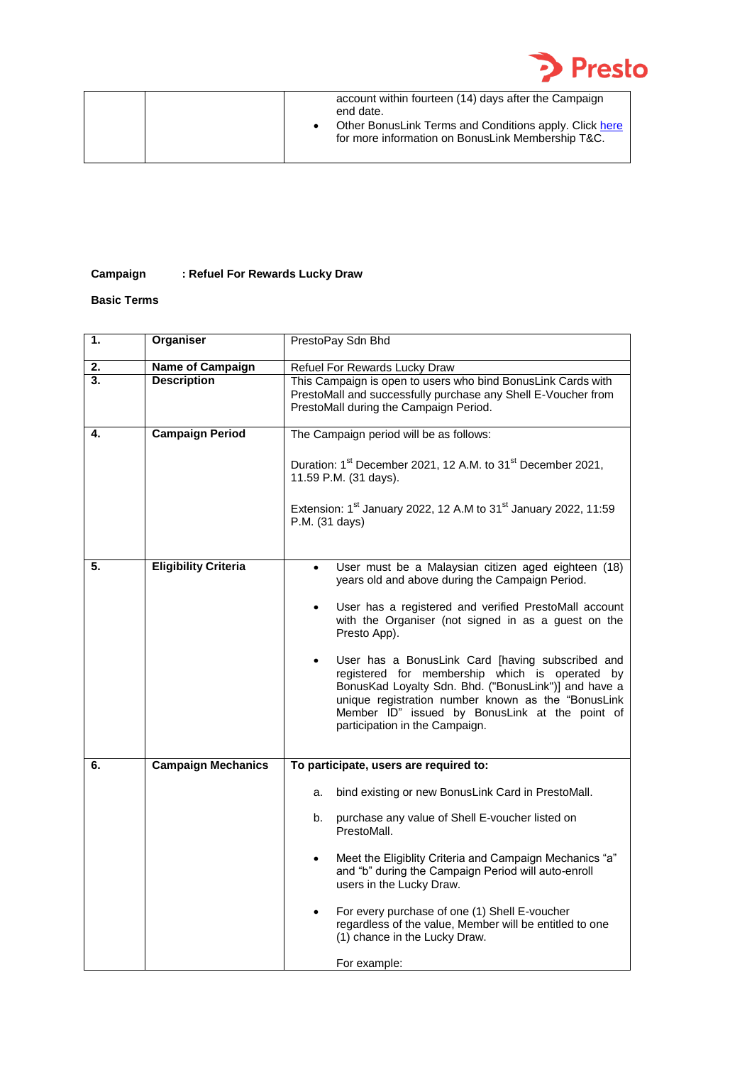| | | |
|---|---|---|
| | | account within fourteen (14) days after the Campaign end date.<br>• Other BonusLink Terms and Conditions apply. Click here for more information on BonusLink Membership T&C. |

**Campaign : Refuel For Rewards Lucky Draw**

**Basic Terms**

| | | |
|---|---|---|
| **1.** | **Organiser** | PrestoPay Sdn Bhd |
| **2.** | **Name of Campaign** | Refuel For Rewards Lucky Draw |
| **3.** | **Description** | This Campaign is open to users who bind BonusLink Cards with PrestoMall and successfully purchase any Shell E-Voucher from PrestoMall during the Campaign Period. |
| **4.** | **Campaign Period** | The Campaign period will be as follows:<br><br>Duration: 1st December 2021, 12 A.M. to 31st December 2021, 11.59 P.M. (31 days).<br><br>Extension: 1st January 2022, 12 A.M to 31st January 2022, 11:59 P.M. (31 days) |
| **5.** | **Eligibility Criteria** | • User must be a Malaysian citizen aged eighteen (18) years old and above during the Campaign Period.<br><br>• User has a registered and verified PrestoMall account with the Organiser (not signed in as a guest on the Presto App).<br><br>• User has a BonusLink Card [having subscribed and registered for membership which is operated by BonusKad Loyalty Sdn. Bhd. ("BonusLink")] and have a unique registration number known as the "BonusLink Member ID" issued by BonusLink at the point of participation in the Campaign. |
| **6.** | **Campaign Mechanics** | **To participate, users are required to:**<br><br>a. bind existing or new BonusLink Card in PrestoMall.<br><br>b. purchase any value of Shell E-voucher listed on PrestoMall.<br><br>• Meet the Eligiblity Criteria and Campaign Mechanics "a" and "b" during the Campaign Period will auto-enroll users in the Lucky Draw.<br><br>• For every purchase of one (1) Shell E-voucher regardless of the value, Member will be entitled to one (1) chance in the Lucky Draw.<br><br>For example: |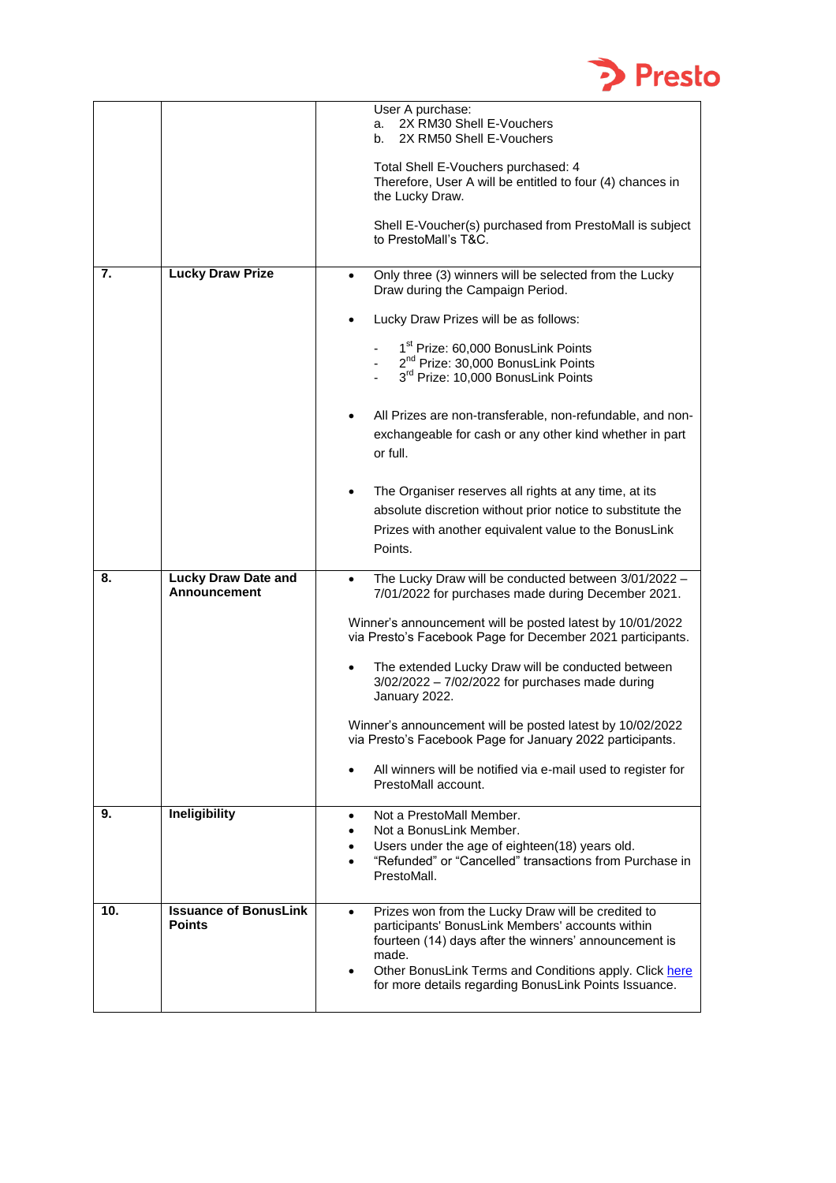| | | |
|---|---|---|
| | | User A purchase:<br>a. 2X RM30 Shell E-Vouchers<br>b. 2X RM50 Shell E-Vouchers<br><br>Total Shell E-Vouchers purchased: 4<br>Therefore, User A will be entitled to four (4) chances in the Lucky Draw.<br><br>Shell E-Voucher(s) purchased from PrestoMall is subject to PrestoMall's T&C. |
| **7.** | **Lucky Draw Prize** | • Only three (3) winners will be selected from the Lucky Draw during the Campaign Period.<br><br>• Lucky Draw Prizes will be as follows:<br><br>- 1st Prize: 60,000 BonusLink Points<br>- 2nd Prize: 30,000 BonusLink Points<br>- 3rd Prize: 10,000 BonusLink Points<br><br>• All Prizes are non-transferable, non-refundable, and non-exchangeable for cash or any other kind whether in part or full.<br><br>• The Organiser reserves all rights at any time, at its absolute discretion without prior notice to substitute the Prizes with another equivalent value to the BonusLink Points. |
| **8.** | **Lucky Draw Date and Announcement** | • The Lucky Draw will be conducted between 3/01/2022 – 7/01/2022 for purchases made during December 2021.<br><br>Winner's announcement will be posted latest by 10/01/2022 via Presto's Facebook Page for December 2021 participants.<br><br>• The extended Lucky Draw will be conducted between 3/02/2022 – 7/02/2022 for purchases made during January 2022.<br><br>Winner's announcement will be posted latest by 10/02/2022 via Presto's Facebook Page for January 2022 participants.<br><br>• All winners will be notified via e-mail used to register for PrestoMall account. |
| **9.** | **Ineligibility** | • Not a PrestoMall Member.<br>• Not a BonusLink Member.<br>• Users under the age of eighteen(18) years old.<br>• "Refunded" or "Cancelled" transactions from Purchase in PrestoMall. |
| **10.** | **Issuance of BonusLink Points** | • Prizes won from the Lucky Draw will be credited to participants' BonusLink Members' accounts within fourteen (14) days after the winners' announcement is made.<br>• Other BonusLink Terms and Conditions apply. Click here for more details regarding BonusLink Points Issuance. |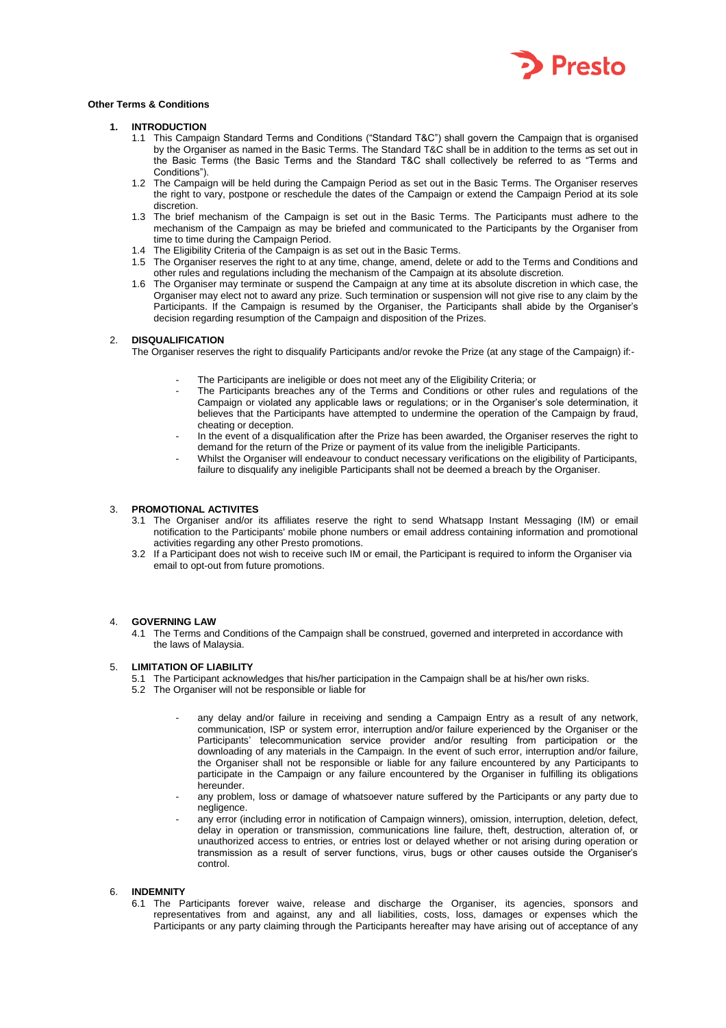**Other Terms & Conditions**

1. **INTRODUCTION**
   1.1 This Campaign Standard Terms and Conditions ("Standard T&C") shall govern the Campaign that is organised by the Organiser as named in the Basic Terms. The Standard T&C shall be in addition to the terms as set out in the Basic Terms (the Basic Terms and the Standard T&C shall collectively be referred to as "Terms and Conditions").
   1.2 The Campaign will be held during the Campaign Period as set out in the Basic Terms. The Organiser reserves the right to vary, postpone or reschedule the dates of the Campaign or extend the Campaign Period at its sole discretion.
   1.3 The brief mechanism of the Campaign is set out in the Basic Terms. The Participants must adhere to the mechanism of the Campaign as may be briefed and communicated to the Participants by the Organiser from time to time during the Campaign Period.
   1.4 The Eligibility Criteria of the Campaign is as set out in the Basic Terms.
   1.5 The Organiser reserves the right to at any time, change, amend, delete or add to the Terms and Conditions and other rules and regulations including the mechanism of the Campaign at its absolute discretion.
   1.6 The Organiser may terminate or suspend the Campaign at any time at its absolute discretion in which case, the Organiser may elect not to award any prize. Such termination or suspension will not give rise to any claim by the Participants. If the Campaign is resumed by the Organiser, the Participants shall abide by the Organiser's decision regarding resumption of the Campaign and disposition of the Prizes.

2. **DISQUALIFICATION**

   The Organiser reserves the right to disqualify Participants and/or revoke the Prize (at any stage of the Campaign) if:-

   - The Participants are ineligible or does not meet any of the Eligibility Criteria; or
   - The Participants breaches any of the Terms and Conditions or other rules and regulations of the Campaign or violated any applicable laws or regulations; or in the Organiser's sole determination, it believes that the Participants have attempted to undermine the operation of the Campaign by fraud, cheating or deception.
   - In the event of a disqualification after the Prize has been awarded, the Organiser reserves the right to demand for the return of the Prize or payment of its value from the ineligible Participants.
   - Whilst the Organiser will endeavour to conduct necessary verifications on the eligibility of Participants, failure to disqualify any ineligible Participants shall not be deemed a breach by the Organiser.

3. **PROMOTIONAL ACTIVITES**
   3.1 The Organiser and/or its affiliates reserve the right to send Whatsapp Instant Messaging (IM) or email notification to the Participants' mobile phone numbers or email address containing information and promotional activities regarding any other Presto promotions.
   3.2 If a Participant does not wish to receive such IM or email, the Participant is required to inform the Organiser via email to opt-out from future promotions.

4. **GOVERNING LAW**
   4.1 The Terms and Conditions of the Campaign shall be construed, governed and interpreted in accordance with the laws of Malaysia.

5. **LIMITATION OF LIABILITY**
   5.1 The Participant acknowledges that his/her participation in the Campaign shall be at his/her own risks.
   5.2 The Organiser will not be responsible or liable for

   - any delay and/or failure in receiving and sending a Campaign Entry as a result of any network, communication, ISP or system error, interruption and/or failure experienced by the Organiser or the Participants' telecommunication service provider and/or resulting from participation or the downloading of any materials in the Campaign. In the event of such error, interruption and/or failure, the Organiser shall not be responsible or liable for any failure encountered by any Participants to participate in the Campaign or any failure encountered by the Organiser in fulfilling its obligations hereunder.
   - any problem, loss or damage of whatsoever nature suffered by the Participants or any party due to negligence.
   - any error (including error in notification of Campaign winners), omission, interruption, deletion, defect, delay in operation or transmission, communications line failure, theft, destruction, alteration of, or unauthorized access to entries, or entries lost or delayed whether or not arising during operation or transmission as a result of server functions, virus, bugs or other causes outside the Organiser's control.

6. **INDEMNITY**
   6.1 The Participants forever waive, release and discharge the Organiser, its agencies, sponsors and representatives from and against, any and all liabilities, costs, loss, damages or expenses which the Participants or any party claiming through the Participants hereafter may have arising out of acceptance of any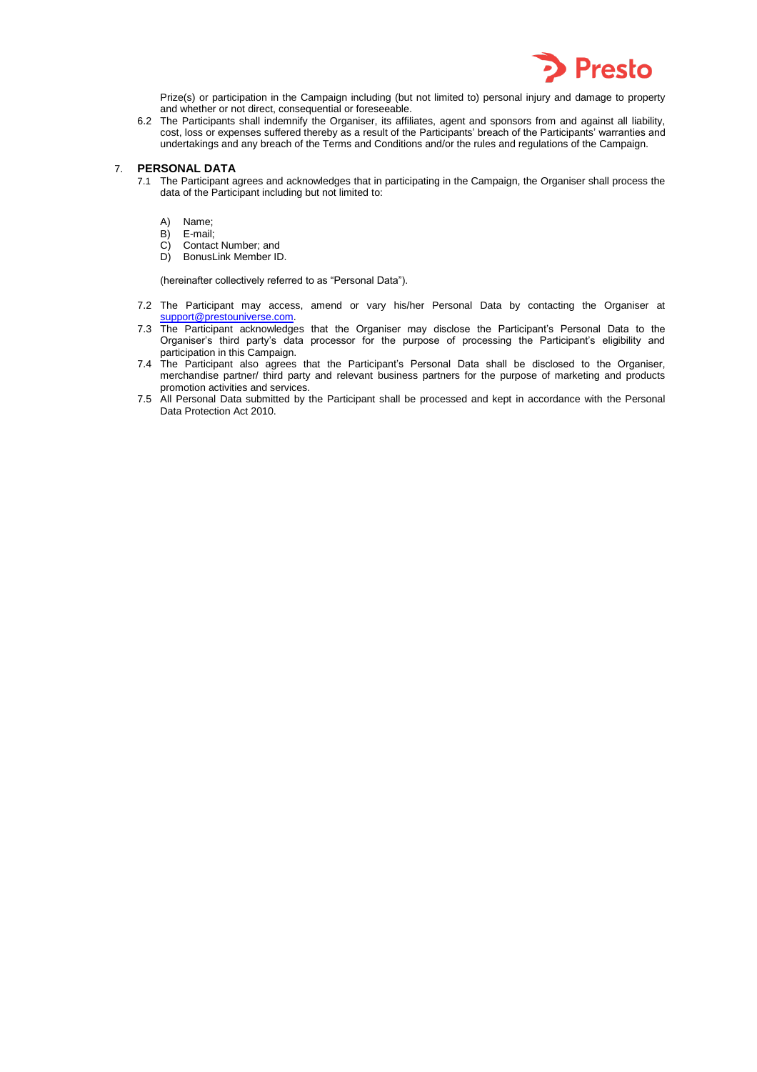Prize(s) or participation in the Campaign including (but not limited to) personal injury and damage to property and whether or not direct, consequential or foreseeable.

6.2 The Participants shall indemnify the Organiser, its affiliates, agent and sponsors from and against all liability, cost, loss or expenses suffered thereby as a result of the Participants' breach of the Participants' warranties and undertakings and any breach of the Terms and Conditions and/or the rules and regulations of the Campaign.

## 7. PERSONAL DATA

7.1 The Participant agrees and acknowledges that in participating in the Campaign, the Organiser shall process the data of the Participant including but not limited to:

A) Name;
B) E-mail;
C) Contact Number; and
D) BonusLink Member ID.

(hereinafter collectively referred to as "Personal Data").

7.2 The Participant may access, amend or vary his/her Personal Data by contacting the Organiser at support@prestouniverse.com.

7.3 The Participant acknowledges that the Organiser may disclose the Participant's Personal Data to the Organiser's third party's data processor for the purpose of processing the Participant's eligibility and participation in this Campaign.

7.4 The Participant also agrees that the Participant's Personal Data shall be disclosed to the Organiser, merchandise partner/ third party and relevant business partners for the purpose of marketing and products promotion activities and services.

7.5 All Personal Data submitted by the Participant shall be processed and kept in accordance with the Personal Data Protection Act 2010.